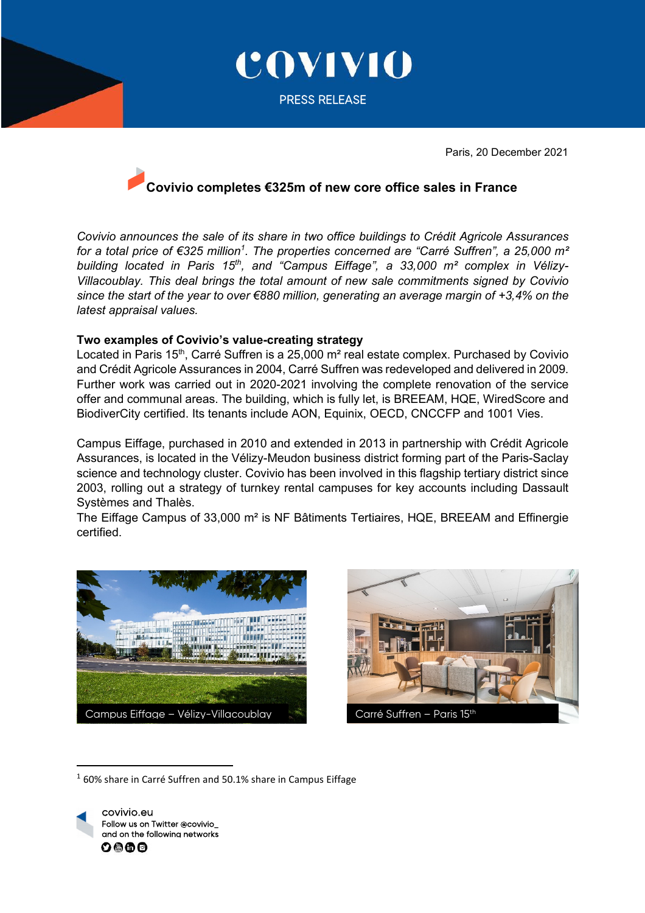COVIVIO

PRESS RELEASE

Paris, 20 December 2021

# Covivio completes €325m of new core office sales in France

*Covivio announces the sale of its share in two office buildings to Crédit Agricole Assurances for a total price of €325 million[1]. The properties concerned are "Carré Suffren", a 25,000 m² building located in Paris 15th, and "Campus Eiffage", a 33,000 m² complex in Vélizy-Villacoublay. This deal brings the total amount of new sale commitments signed by Covivio since the start of the year to over €880 million, generating an average margin of +3,4% on the latest appraisal values.*

**Two examples of Covivio's value-creating strategy**

Located in Paris 15th, Carré Suffren is a 25,000 m² real estate complex. Purchased by Covivio and Crédit Agricole Assurances in 2004, Carré Suffren was redeveloped and delivered in 2009. Further work was carried out in 2020-2021 involving the complete renovation of the service offer and communal areas. The building, which is fully let, is BREEAM, HQE, WiredScore and BiodiverCity certified. Its tenants include AON, Equinix, OECD, CNCCFP and 1001 Vies.

Campus Eiffage, purchased in 2010 and extended in 2013 in partnership with Crédit Agricole Assurances, is located in the Vélizy-Meudon business district forming part of the Paris-Saclay science and technology cluster. Covivio has been involved in this flagship tertiary district since 2003, rolling out a strategy of turnkey rental campuses for key accounts including Dassault Systèmes and Thalès.

The Eiffage Campus of 33,000 m² is NF Bâtiments Tertiaires, HQE, BREEAM and Effinergie certified.

Campus Eiffage – Vélizy-Villacoublay

Carré Suffren – Paris 15th

---

[1] 60% share in Carré Suffren and 50.1% share in Campus Eiffage

covivio.eu
Follow us on Twitter @covivio_
and on the following networks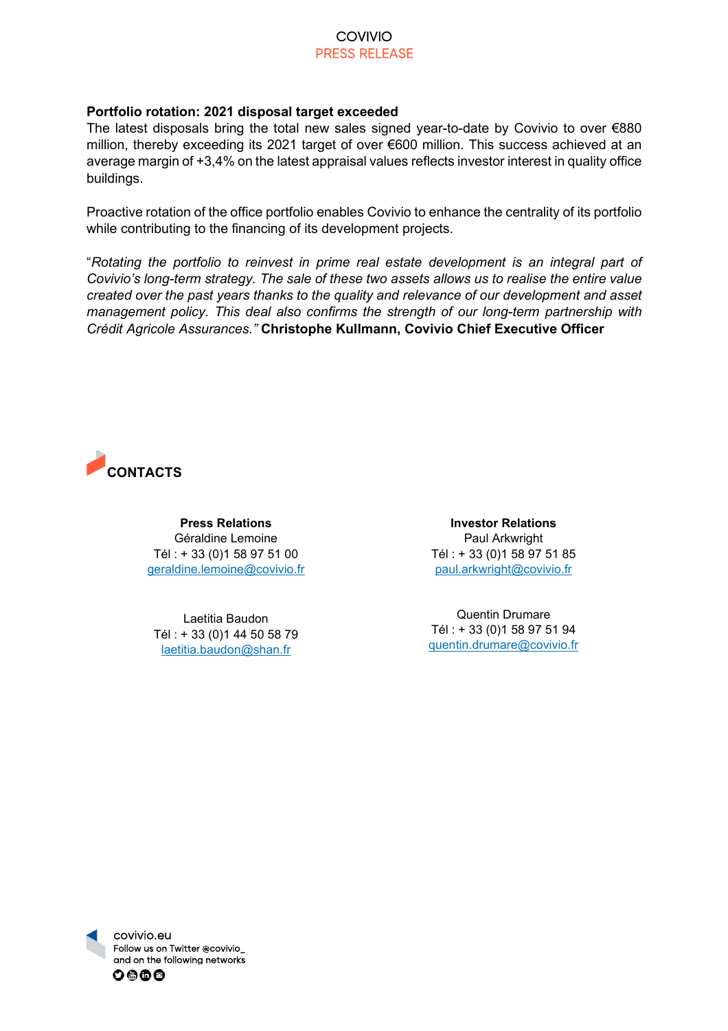**Portfolio rotation: 2021 disposal target exceeded**

The latest disposals bring the total new sales signed year-to-date by Covivio to over €880 million, thereby exceeding its 2021 target of over €600 million. This success achieved at an average margin of +3,4% on the latest appraisal values reflects investor interest in quality office buildings.

Proactive rotation of the office portfolio enables Covivio to enhance the centrality of its portfolio while contributing to the financing of its development projects.

"*Rotating the portfolio to reinvest in prime real estate development is an integral part of Covivio's long-term strategy. The sale of these two assets allows us to realise the entire value created over the past years thanks to the quality and relevance of our development and asset management policy. This deal also confirms the strength of our long-term partnership with Crédit Agricole Assurances.*" **Christophe Kullmann, Covivio Chief Executive Officer**

## CONTACTS

**Press Relations**
Géraldine Lemoine
Tél : + 33 (0)1 58 97 51 00
geraldine.lemoine@covivio.fr

Laetitia Baudon
Tél : + 33 (0)1 44 50 58 79
laetitia.baudon@shan.fr

**Investor Relations**
Paul Arkwright
Tél : + 33 (0)1 58 97 51 85
paul.arkwright@covivio.fr

Quentin Drumare
Tél : + 33 (0)1 58 97 51 94
quentin.drumare@covivio.fr

covivio.eu
Follow us on Twitter @covivio_
and on the following networks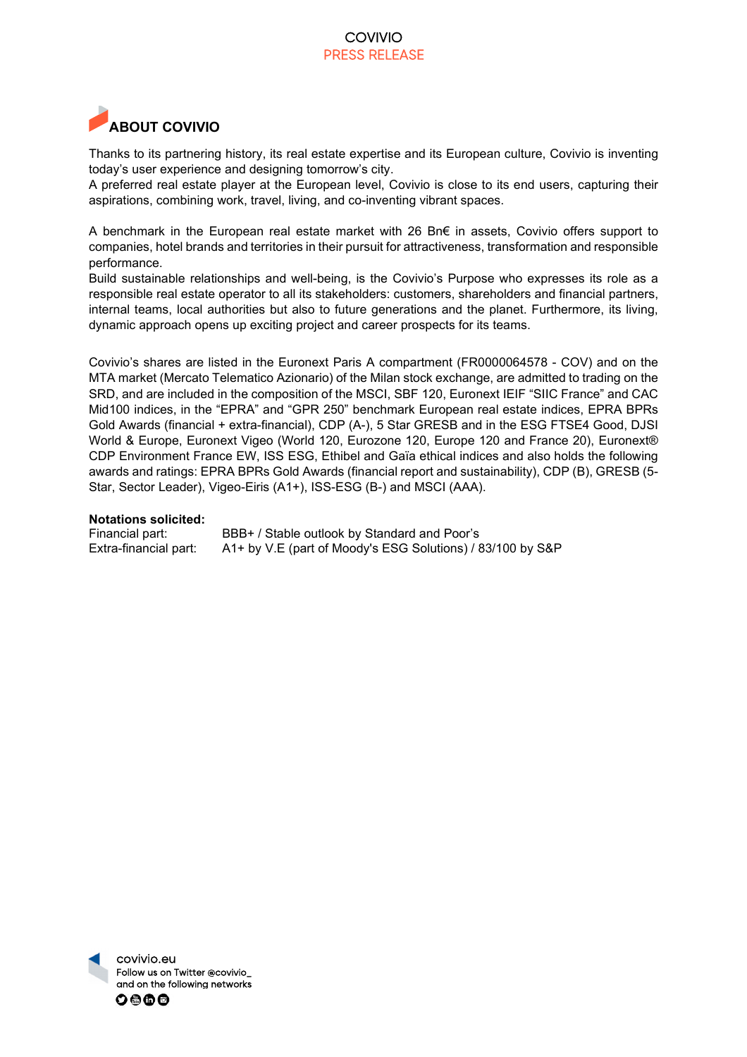## ABOUT COVIVIO

Thanks to its partnering history, its real estate expertise and its European culture, Covivio is inventing today's user experience and designing tomorrow's city.
A preferred real estate player at the European level, Covivio is close to its end users, capturing their aspirations, combining work, travel, living, and co-inventing vibrant spaces.

A benchmark in the European real estate market with 26 Bn€ in assets, Covivio offers support to companies, hotel brands and territories in their pursuit for attractiveness, transformation and responsible performance.
Build sustainable relationships and well-being, is the Covivio's Purpose who expresses its role as a responsible real estate operator to all its stakeholders: customers, shareholders and financial partners, internal teams, local authorities but also to future generations and the planet. Furthermore, its living, dynamic approach opens up exciting project and career prospects for its teams.

Covivio's shares are listed in the Euronext Paris A compartment (FR0000064578 - COV) and on the MTA market (Mercato Telematico Azionario) of the Milan stock exchange, are admitted to trading on the SRD, and are included in the composition of the MSCI, SBF 120, Euronext IEIF "SIIC France" and CAC Mid100 indices, in the "EPRA" and "GPR 250" benchmark European real estate indices, EPRA BPRs Gold Awards (financial + extra-financial), CDP (A-), 5 Star GRESB and in the ESG FTSE4 Good, DJSI World & Europe, Euronext Vigeo (World 120, Eurozone 120, Europe 120 and France 20), Euronext® CDP Environment France EW, ISS ESG, Ethibel and Gaïa ethical indices and also holds the following awards and ratings: EPRA BPRs Gold Awards (financial report and sustainability), CDP (B), GRESB (5-Star, Sector Leader), Vigeo-Eiris (A1+), ISS-ESG (B-) and MSCI (AAA).

**Notations solicited:**

| | |
|---|---|
| Financial part: | BBB+ / Stable outlook by Standard and Poor's |
| Extra-financial part: | A1+ by V.E (part of Moody's ESG Solutions) / 83/100 by S&P |

covivio.eu
Follow us on Twitter @covivio_
and on the following networks